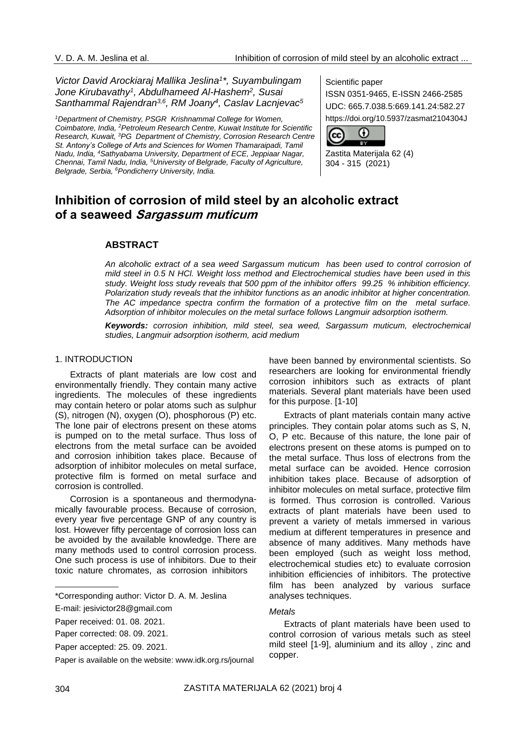Victor David Arockiaraj Mallika Jeslina[1]*, Suyambulingam Jone Kirubavathy[1], Abdulhameed Al-Hashem[2], Susai Santhammal Rajendran[3,6], RM Joany[4], Caslav Lacnjevac[5]

[1]Department of Chemistry, PSGR Krishnammal College for Women, Coimbatore, India, [2]Petroleum Research Centre, Kuwait Institute for Scientific Research, Kuwait, [3]PG Department of Chemistry, Corrosion Research Centre St. Antony's College of Arts and Sciences for Women Thamaraipadi, Tamil Nadu, India, [4]Sathyabama University, Department of ECE, Jeppiaar Nagar, Chennai, Tamil Nadu, India, [5]University of Belgrade, Faculty of Agriculture, Belgrade, Serbia, [6]Pondicherry University, India.

Scientific paper
ISSN 0351-9465, E-ISSN 2466-2585
UDC: 665.7.038.5:669.141.24:582.27
https://doi.org/10.5937/zasmat2104304J

Zastita Materijala 62 (4)
304 - 315 (2021)

# Inhibition of corrosion of mild steel by an alcoholic extract of a seaweed *Sargassum muticum*

## ABSTRACT

*An alcoholic extract of a sea weed Sargassum muticum has been used to control corrosion of mild steel in 0.5 N HCl. Weight loss method and Electrochemical studies have been used in this study. Weight loss study reveals that 500 ppm of the inhibitor offers 99.25 % inhibition efficiency. Polarization study reveals that the inhibitor functions as an anodic inhibitor at higher concentration. The AC impedance spectra confirm the formation of a protective film on the metal surface. Adsorption of inhibitor molecules on the metal surface follows Langmuir adsorption isotherm.*

***Keywords:*** *corrosion inhibition, mild steel, sea weed, Sargassum muticum, electrochemical studies, Langmuir adsorption isotherm, acid medium*

## 1. INTRODUCTION

Extracts of plant materials are low cost and environmentally friendly. They contain many active ingredients. The molecules of these ingredients may contain hetero or polar atoms such as sulphur (S), nitrogen (N), oxygen (O), phosphorous (P) etc. The lone pair of electrons present on these atoms is pumped on to the metal surface. Thus loss of electrons from the metal surface can be avoided and corrosion inhibition takes place. Because of adsorption of inhibitor molecules on metal surface, protective film is formed on metal surface and corrosion is controlled.

Corrosion is a spontaneous and thermodynamically favourable process. Because of corrosion, every year five percentage GNP of any country is lost. However fifty percentage of corrosion loss can be avoided by the available knowledge. There are many methods used to control corrosion process. One such process is use of inhibitors. Due to their toxic nature chromates, as corrosion inhibitors have been banned by environmental scientists. So researchers are looking for environmental friendly corrosion inhibitors such as extracts of plant materials. Several plant materials have been used for this purpose. [1-10]

Extracts of plant materials contain many active principles. They contain polar atoms such as S, N, O, P etc. Because of this nature, the lone pair of electrons present on these atoms is pumped on to the metal surface. Thus loss of electrons from the metal surface can be avoided. Hence corrosion inhibition takes place. Because of adsorption of inhibitor molecules on metal surface, protective film is formed. Thus corrosion is controlled. Various extracts of plant materials have been used to prevent a variety of metals immersed in various medium at different temperatures in presence and absence of many additives. Many methods have been employed (such as weight loss method, electrochemical studies etc) to evaluate corrosion inhibition efficiencies of inhibitors. The protective film has been analyzed by various surface analyses techniques.

*Metals*

Extracts of plant materials have been used to control corrosion of various metals such as steel mild steel [1-9], aluminium and its alloy , zinc and copper.

\*Corresponding author: Victor D. A. M. Jeslina

E-mail: jesivictor28@gmail.com

Paper received: 01. 08. 2021.

Paper corrected: 08. 09. 2021.

Paper accepted: 25. 09. 2021.

Paper is available on the website: www.idk.org.rs/journal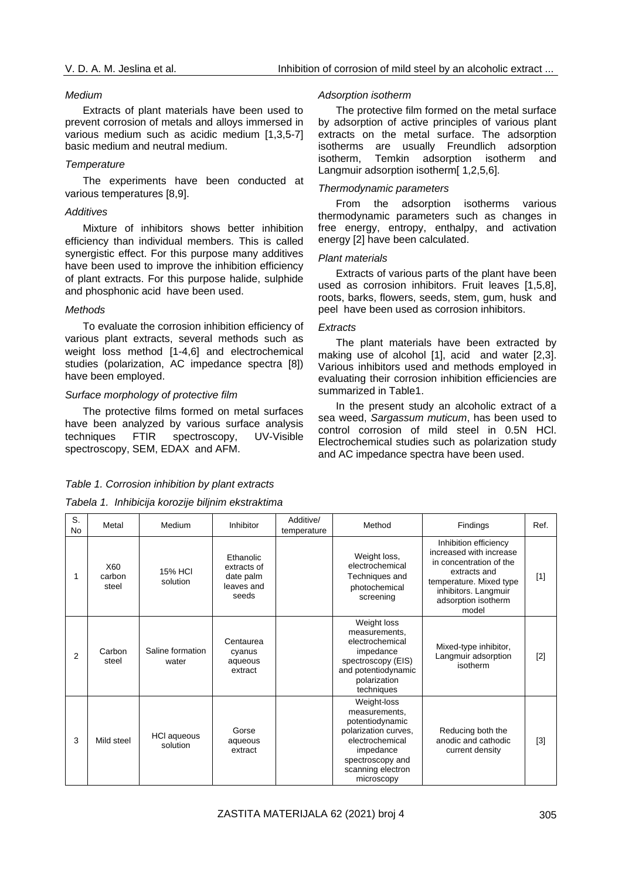*Medium*

Extracts of plant materials have been used to prevent corrosion of metals and alloys immersed in various medium such as acidic medium [1,3,5-7] basic medium and neutral medium.

*Temperature*

The experiments have been conducted at various temperatures [8,9].

*Additives*

Mixture of inhibitors shows better inhibition efficiency than individual members. This is called synergistic effect. For this purpose many additives have been used to improve the inhibition efficiency of plant extracts. For this purpose halide, sulphide and phosphonic acid have been used.

*Methods*

To evaluate the corrosion inhibition efficiency of various plant extracts, several methods such as weight loss method [1-4,6] and electrochemical studies (polarization, AC impedance spectra [8]) have been employed.

*Surface morphology of protective film*

The protective films formed on metal surfaces have been analyzed by various surface analysis techniques FTIR spectroscopy, UV-Visible spectroscopy, SEM, EDAX and AFM.

*Adsorption isotherm*

The protective film formed on the metal surface by adsorption of active principles of various plant extracts on the metal surface. The adsorption isotherms are usually Freundlich adsorption isotherm, Temkin adsorption isotherm and Langmuir adsorption isotherm[ 1,2,5,6].

*Thermodynamic parameters*

From the adsorption isotherms various thermodynamic parameters such as changes in free energy, entropy, enthalpy, and activation energy [2] have been calculated.

*Plant materials*

Extracts of various parts of the plant have been used as corrosion inhibitors. Fruit leaves [1,5,8], roots, barks, flowers, seeds, stem, gum, husk and peel have been used as corrosion inhibitors.

*Extracts*

The plant materials have been extracted by making use of alcohol [1], acid and water [2,3]. Various inhibitors used and methods employed in evaluating their corrosion inhibition efficiencies are summarized in Table1.

In the present study an alcoholic extract of a sea weed, *Sargassum muticum*, has been used to control corrosion of mild steel in 0.5N HCl. Electrochemical studies such as polarization study and AC impedance spectra have been used.

*Table 1. Corrosion inhibition by plant extracts*

*Tabela 1. Inhibicija korozije biljnim ekstraktima*

| S. No | Metal | Medium | Inhibitor | Additive/ temperature | Method | Findings | Ref. |
|---|---|---|---|---|---|---|---|
| 1 | X60 carbon steel | 15% HCl solution | Ethanolic extracts of date palm leaves and seeds | | Weight loss, electrochemical Techniques and photochemical screening | Inhibition efficiency increased with increase in concentration of the extracts and temperature. Mixed type inhibitors. Langmuir adsorption isotherm model | [1] |
| 2 | Carbon steel | Saline formation water | Centaurea cyanus aqueous extract | | Weight loss measurements, electrochemical impedance spectroscopy (EIS) and potentiodynamic polarization techniques | Mixed-type inhibitor, Langmuir adsorption isotherm | [2] |
| 3 | Mild steel | HCl aqueous solution | Gorse aqueous extract | | Weight-loss measurements, potentiodynamic polarization curves, electrochemical impedance spectroscopy and scanning electron microscopy | Reducing both the anodic and cathodic current density | [3] |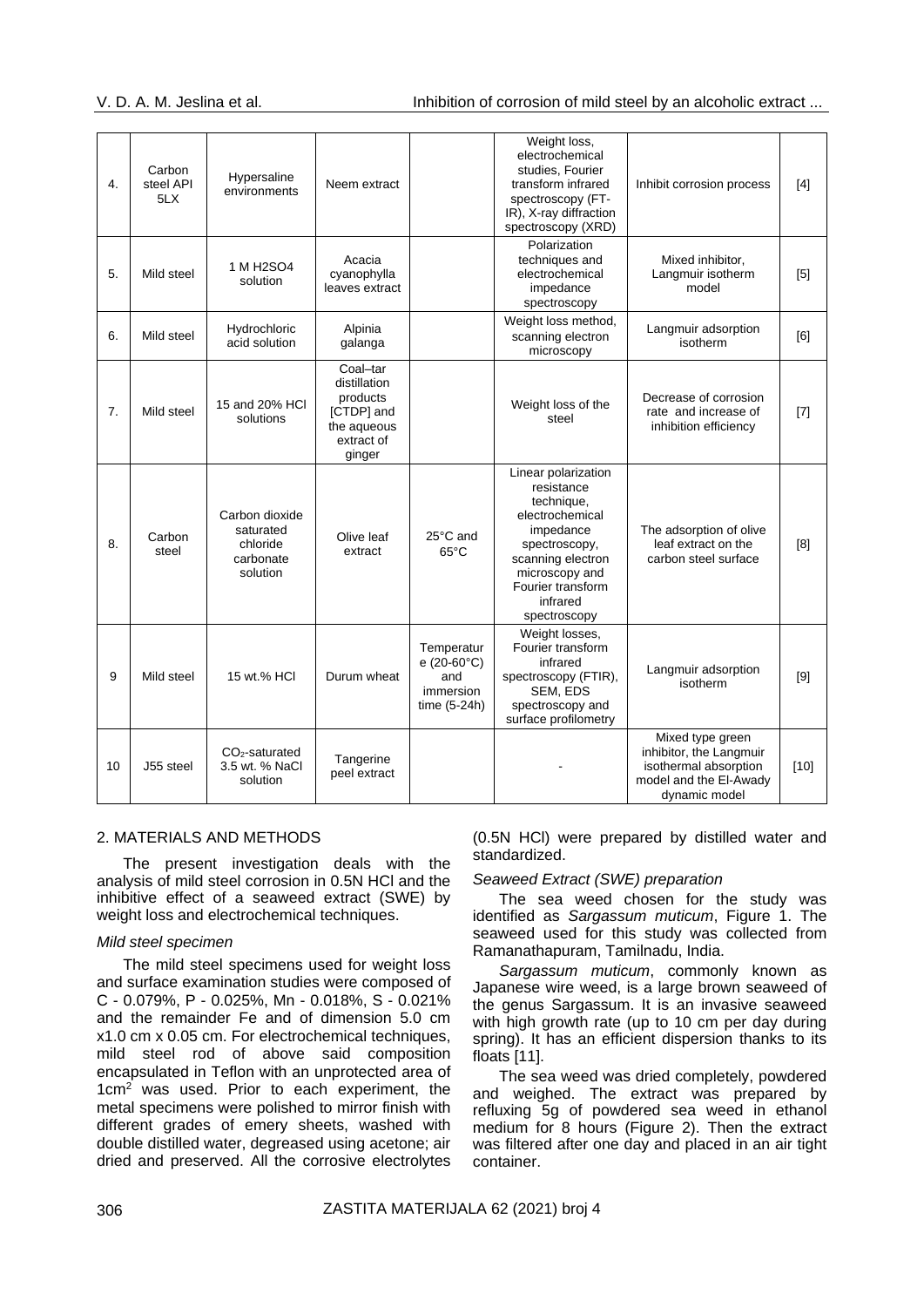| 4. | Carbon steel API 5LX | Hypersaline environments | Neem extract | | Weight loss, electrochemical studies, Fourier transform infrared spectroscopy (FT-IR), X-ray diffraction spectroscopy (XRD) | Inhibit corrosion process | [4] |
|---|---|---|---|---|---|---|---|
| 5. | Mild steel | 1 M H2SO4 solution | Acacia cyanophylla leaves extract | | Polarization techniques and electrochemical impedance spectroscopy | Mixed inhibitor, Langmuir isotherm model | [5] |
| 6. | Mild steel | Hydrochloric acid solution | Alpinia galanga | | Weight loss method, scanning electron microscopy | Langmuir adsorption isotherm | [6] |
| 7. | Mild steel | 15 and 20% HCl solutions | Coal–tar distillation products [CTDP] and the aqueous extract of ginger | | Weight loss of the steel | Decrease of corrosion rate and increase of inhibition efficiency | [7] |
| 8. | Carbon steel | Carbon dioxide saturated chloride carbonate solution | Olive leaf extract | 25°C and 65°C | Linear polarization resistance technique, electrochemical impedance spectroscopy, scanning electron microscopy and Fourier transform infrared spectroscopy | The adsorption of olive leaf extract on the carbon steel surface | [8] |
| 9 | Mild steel | 15 wt.% HCl | Durum wheat | Temperature (20-60°C) and immersion time (5-24h) | Weight losses, Fourier transform infrared spectroscopy (FTIR), SEM, EDS spectroscopy and surface profilometry | Langmuir adsorption isotherm | [9] |
| 10 | J55 steel | $CO_2$-saturated 3.5 wt. % NaCl solution | Tangerine peel extract | | - | Mixed type green inhibitor, the Langmuir isothermal absorption model and the El-Awady dynamic model | [10] |

## 2. MATERIALS AND METHODS

The present investigation deals with the analysis of mild steel corrosion in 0.5N HCl and the inhibitive effect of a seaweed extract (SWE) by weight loss and electrochemical techniques.

### *Mild steel specimen*

The mild steel specimens used for weight loss and surface examination studies were composed of C - 0.079%, P - 0.025%, Mn - 0.018%, S - 0.021% and the remainder Fe and of dimension 5.0 cm x1.0 cm x 0.05 cm. For electrochemical techniques, mild steel rod of above said composition encapsulated in Teflon with an unprotected area of 1cm$^2$ was used. Prior to each experiment, the metal specimens were polished to mirror finish with different grades of emery sheets, washed with double distilled water, degreased using acetone; air dried and preserved. All the corrosive electrolytes (0.5N HCl) were prepared by distilled water and standardized.

### *Seaweed Extract (SWE) preparation*

The sea weed chosen for the study was identified as *Sargassum muticum*, Figure 1. The seaweed used for this study was collected from Ramanathapuram, Tamilnadu, India.

*Sargassum muticum*, commonly known as Japanese wire weed, is a large brown seaweed of the genus Sargassum. It is an invasive seaweed with high growth rate (up to 10 cm per day during spring). It has an efficient dispersion thanks to its floats [11].

The sea weed was dried completely, powdered and weighed. The extract was prepared by refluxing 5g of powdered sea weed in ethanol medium for 8 hours (Figure 2). Then the extract was filtered after one day and placed in an air tight container.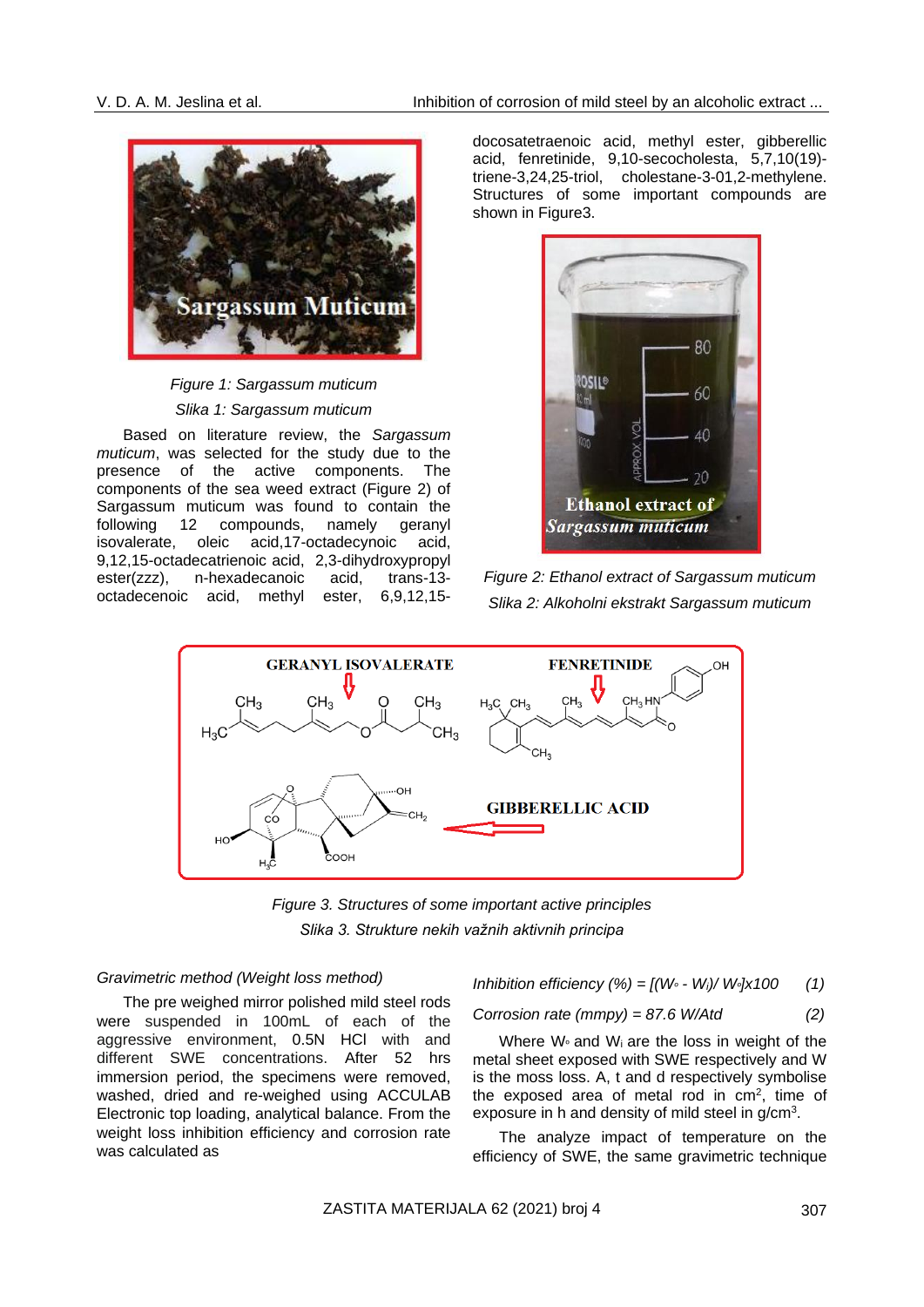*Figure 1: Sargassum muticum*

*Slika 1: Sargassum muticum*

Based on literature review, the *Sargassum muticum*, was selected for the study due to the presence of the active components. The components of the sea weed extract (Figure 2) of Sargassum muticum was found to contain the following 12 compounds, namely geranyl isovalerate, oleic acid,17-octadecynoic acid, 9,12,15-octadecatrienoic acid, 2,3-dihydroxypropyl ester(zzz), n-hexadecanoic acid, trans-13-octadecenoic acid, methyl ester, 6,9,12,15-docosatetraenoic acid, methyl ester, gibberellic acid, fenretinide, 9,10-secocholesta, 5,7,10(19)-triene-3,24,25-triol, cholestane-3-01,2-methylene. Structures of some important compounds are shown in Figure3.

*Figure 2: Ethanol extract of Sargassum muticum*

*Slika 2: Alkoholni ekstrakt Sargassum muticum*

*Figure 3. Structures of some important active principles*

*Slika 3. Strukture nekih važnih aktivnih principa*

*Gravimetric method (Weight loss method)*

The pre weighed mirror polished mild steel rods were suspended in 100mL of each of the aggressive environment, 0.5N HCl with and different SWE concentrations. After 52 hrs immersion period, the specimens were removed, washed, dried and re-weighed using ACCULAB Electronic top loading, analytical balance. From the weight loss inhibition efficiency and corrosion rate was calculated as

$$\text{Inhibition efficiency (\%)} = [(W_\circ - W_i)/ W_\circ] \times 100 \qquad (1)$$

$$\text{Corrosion rate (mmpy)} = 87.6\, W/Atd \qquad (2)$$

Where $W_\circ$ and $W_i$ are the loss in weight of the metal sheet exposed with SWE respectively and W is the moss loss. A, t and d respectively symbolise the exposed area of metal rod in $cm^2$, time of exposure in h and density of mild steel in $g/cm^3$.

The analyze impact of temperature on the efficiency of SWE, the same gravimetric technique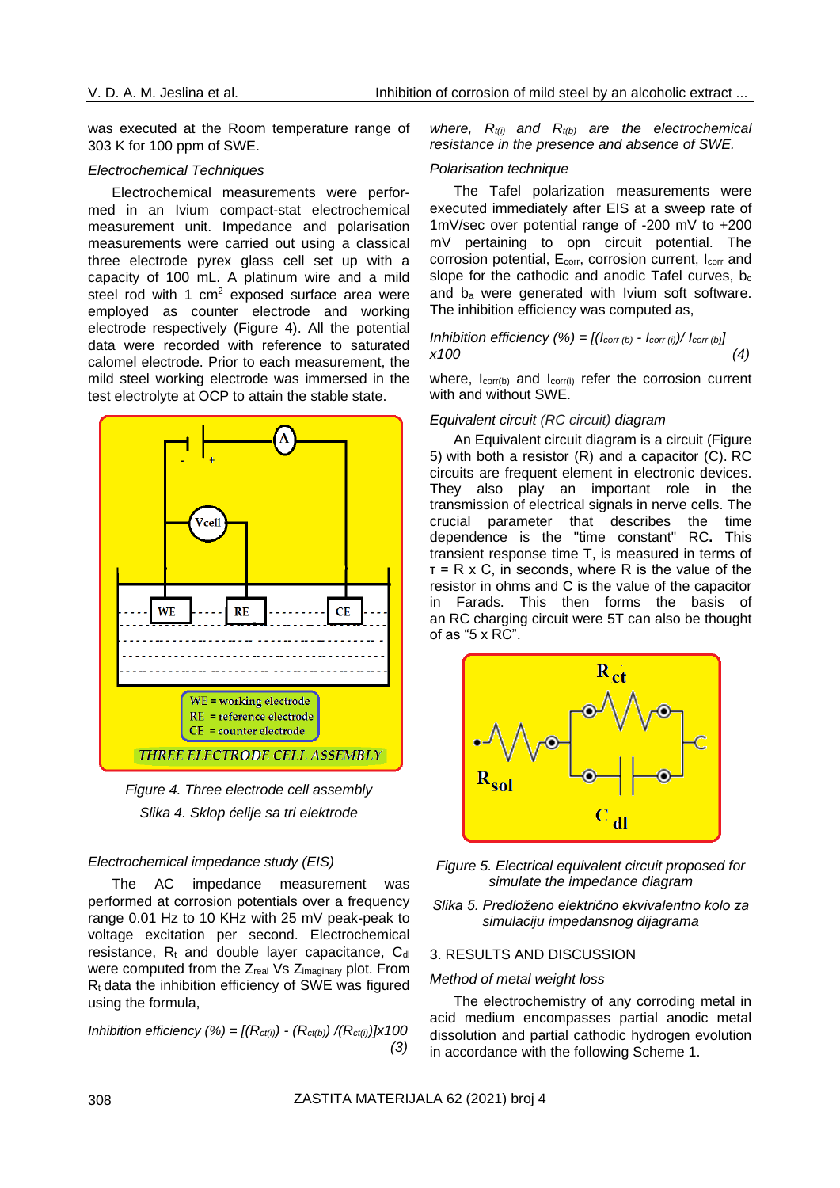was executed at the Room temperature range of 303 K for 100 ppm of SWE.

*Electrochemical Techniques*

Electrochemical measurements were performed in an Ivium compact-stat electrochemical measurement unit. Impedance and polarisation measurements were carried out using a classical three electrode pyrex glass cell set up with a capacity of 100 mL. A platinum wire and a mild steel rod with 1 $cm^2$ exposed surface area were employed as counter electrode and working electrode respectively (Figure 4). All the potential data were recorded with reference to saturated calomel electrode. Prior to each measurement, the mild steel working electrode was immersed in the test electrolyte at OCP to attain the stable state.

*Figure 4. Three electrode cell assembly*

*Slika 4. Sklop ćelije sa tri elektrode*

*Electrochemical impedance study (EIS)*

The AC impedance measurement was performed at corrosion potentials over a frequency range 0.01 Hz to 10 KHz with 25 mV peak-peak to voltage excitation per second. Electrochemical resistance, $R_t$ and double layer capacitance, $C_{dl}$ were computed from the $Z_{real}$ Vs $Z_{imaginary}$ plot. From $R_t$ data the inhibition efficiency of SWE was figured using the formula,

$$\text{Inhibition efficiency (\%)} = [(R_{ct(i)}) - (R_{ct(b)}) / (R_{ct(i)})] \times 100 \quad (3)$$

*where, $R_{t(i)}$ and $R_{t(b)}$ are the electrochemical resistance in the presence and absence of SWE.*

*Polarisation technique*

The Tafel polarization measurements were executed immediately after EIS at a sweep rate of 1mV/sec over potential range of -200 mV to +200 mV pertaining to opn circuit potential. The corrosion potential, $E_{corr}$, corrosion current, $I_{corr}$ and slope for the cathodic and anodic Tafel curves, $b_c$ and $b_a$ were generated with Ivium soft software. The inhibition efficiency was computed as,

$$\text{Inhibition efficiency (\%)} = [(I_{corr\,(b)} - I_{corr\,(i)}) / I_{corr\,(b)}] \times 100 \quad (4)$$

where, $I_{corr(b)}$ and $I_{corr(i)}$ refer the corrosion current with and without SWE.

*Equivalent circuit (RC circuit) diagram*

An Equivalent circuit diagram is a circuit (Figure 5) with both a resistor (R) and a capacitor (C). RC circuits are frequent element in electronic devices. They also play an important role in the transmission of electrical signals in nerve cells. The crucial parameter that describes the time dependence is the "time constant" RC**.** This transient response time T, is measured in terms of τ = R x C, in seconds, where R is the value of the resistor in ohms and C is the value of the capacitor in Farads. This then forms the basis of an RC charging circuit were 5T can also be thought of as “5 x RC”.

*Figure 5. Electrical equivalent circuit proposed for simulate the impedance diagram*

*Slika 5. Predloženo električno ekvivalentno kolo za simulaciju impedansnog dijagrama*

## 3. RESULTS AND DISCUSSION

*Method of metal weight loss*

The electrochemistry of any corroding metal in acid medium encompasses partial anodic metal dissolution and partial cathodic hydrogen evolution in accordance with the following Scheme 1.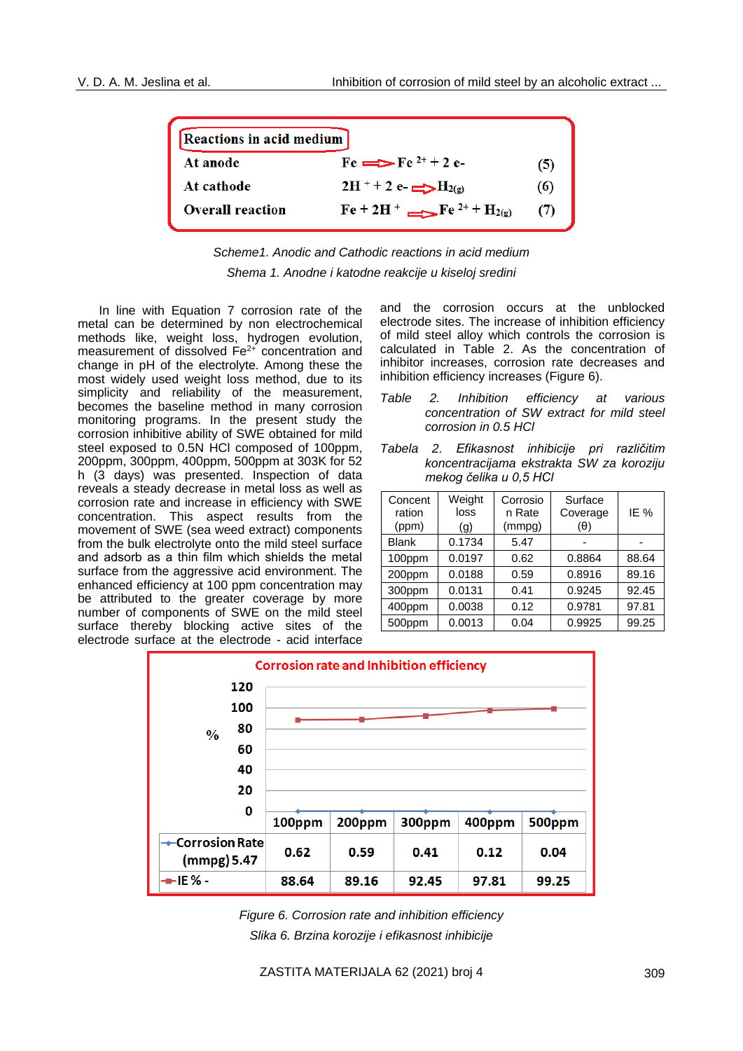**Reactions in acid medium**

| | | |
|---|---|---|
| At anode | $Fe \rightarrow Fe^{2+} + 2e^-$ | (5) |
| At cathode | $2H^+ + 2e^- \rightarrow H_{2(g)}$ | (6) |
| Overall reaction | $Fe + 2H^+ \rightarrow Fe^{2+} + H_{2(g)}$ | (7) |

*Scheme1. Anodic and Cathodic reactions in acid medium*

*Shema 1. Anodne i katodne reakcije u kiseloj sredini*

In line with Equation 7 corrosion rate of the metal can be determined by non electrochemical methods like, weight loss, hydrogen evolution, measurement of dissolved $Fe^{2+}$ concentration and change in pH of the electrolyte. Among these the most widely used weight loss method, due to its simplicity and reliability of the measurement, becomes the baseline method in many corrosion monitoring programs. In the present study the corrosion inhibitive ability of SWE obtained for mild steel exposed to 0.5N HCl composed of 100ppm, 200ppm, 300ppm, 400ppm, 500ppm at 303K for 52 h (3 days) was presented. Inspection of data reveals a steady decrease in metal loss as well as corrosion rate and increase in efficiency with SWE concentration. This aspect results from the movement of SWE (sea weed extract) components from the bulk electrolyte onto the mild steel surface and adsorb as a thin film which shields the metal surface from the aggressive acid environment. The enhanced efficiency at 100 ppm concentration may be attributed to the greater coverage by more number of components of SWE on the mild steel surface thereby blocking active sites of the electrode surface at the electrode - acid interface and the corrosion occurs at the unblocked electrode sites. The increase of inhibition efficiency of mild steel alloy which controls the corrosion is calculated in Table 2. As the concentration of inhibitor increases, corrosion rate decreases and inhibition efficiency increases (Figure 6).

*Table 2. Inhibition efficiency at various concentration of SW extract for mild steel corrosion in 0.5 HCl*

*Tabela 2. Efikasnost inhibicije pri različitim koncentracijama ekstrakta SW za koroziju mekog čelika u 0,5 HCl*

| Concentration (ppm) | Weight loss (g) | Corrosion Rate (mmpg) | Surface Coverage (θ) | IE % |
|---|---|---|---|---|
| Blank | 0.1734 | 5.47 | - | - |
| 100ppm | 0.0197 | 0.62 | 0.8864 | 88.64 |
| 200ppm | 0.0188 | 0.59 | 0.8916 | 89.16 |
| 300ppm | 0.0131 | 0.41 | 0.9245 | 92.45 |
| 400ppm | 0.0038 | 0.12 | 0.9781 | 97.81 |
| 500ppm | 0.0013 | 0.04 | 0.9925 | 99.25 |

**Corrosion rate and Inhibition efficiency**

| | 100ppm | 200ppm | 300ppm | 400ppm | 500ppm |
|---|---|---|---|---|---|
| Corrosion Rate (mmpg) 5.47 | 0.62 | 0.59 | 0.41 | 0.12 | 0.04 |
| IE % - | 88.64 | 89.16 | 92.45 | 97.81 | 99.25 |

*Figure 6. Corrosion rate and inhibition efficiency*

*Slika 6. Brzina korozije i efikasnost inhibicije*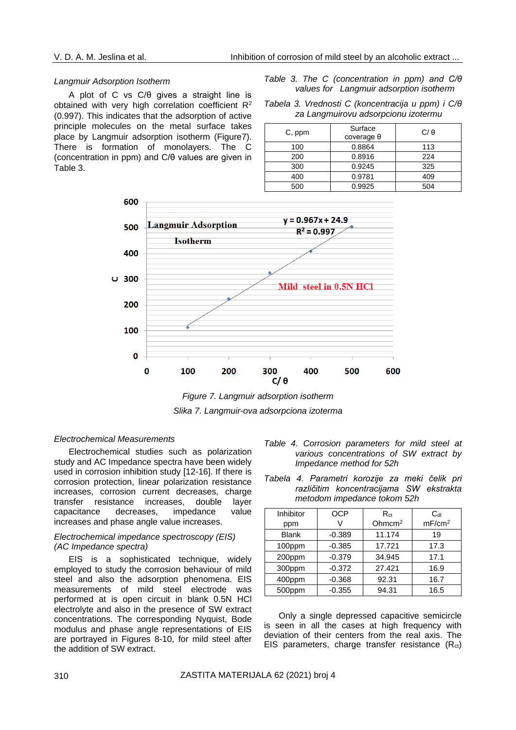*Langmuir Adsorption Isotherm*

A plot of C vs C/θ gives a straight line is obtained with very high correlation coefficient $R^2$ (0.997). This indicates that the adsorption of active principle molecules on the metal surface takes place by Langmuir adsorption isotherm (Figure7). There is formation of monolayers. The C (concentration in ppm) and C/θ values are given in Table 3.

*Table 3. The C (concentration in ppm) and C/θ values for Langmuir adsorption isotherm*

*Tabela 3. Vrednosti C (koncentracija u ppm) i C/θ za Langmuirovu adsorpcionu izotermu*

| C, ppm | Surface coverage θ | C/ θ |
|---|---|---|
| 100 | 0.8864 | 113 |
| 200 | 0.8916 | 224 |
| 300 | 0.9245 | 325 |
| 400 | 0.9781 | 409 |
| 500 | 0.9925 | 504 |

*Figure 7. Langmuir adsorption isotherm*

*Slika 7. Langmuir-ova adsorpciona izoterma*

*Electrochemical Measurements*

Electrochemical studies such as polarization study and AC Impedance spectra have been widely used in corrosion inhibition study [12-16]. If there is corrosion protection, linear polarization resistance increases, corrosion current decreases, charge transfer resistance increases, double layer capacitance decreases, impedance value increases and phase angle value increases.

*Electrochemical impedance spectroscopy (EIS) (AC Impedance spectra)*

EIS is a sophisticated technique, widely employed to study the corrosion behaviour of mild steel and also the adsorption phenomena. EIS measurements of mild steel electrode was performed at is open circuit in blank 0.5N HCl electrolyte and also in the presence of SW extract concentrations. The corresponding Nyquist, Bode modulus and phase angle representations of EIS are portrayed in Figures 8-10, for mild steel after the addition of SW extract.

*Table 4. Corrosion parameters for mild steel at various concentrations of SW extract by Impedance method for 52h*

*Tabela 4. Parametri korozije za meki čelik pri različitim koncentracijama SW ekstrakta metodom impedance tokom 52h*

| Inhibitor ppm | OCP V | $R_{ct}$ Ohmcm$^2$ | $C_{dl}$ mF/cm$^2$ |
|---|---|---|---|
| Blank | -0.389 | 11.174 | 19 |
| 100ppm | -0.385 | 17.721 | 17.3 |
| 200ppm | -0.379 | 34.945 | 17.1 |
| 300ppm | -0.372 | 27.421 | 16.9 |
| 400ppm | -0.368 | 92.31 | 16.7 |
| 500ppm | -0.355 | 94.31 | 16.5 |

Only a single depressed capacitive semicircle is seen in all the cases at high frequency with deviation of their centers from the real axis. The EIS parameters, charge transfer resistance ($R_{ct}$)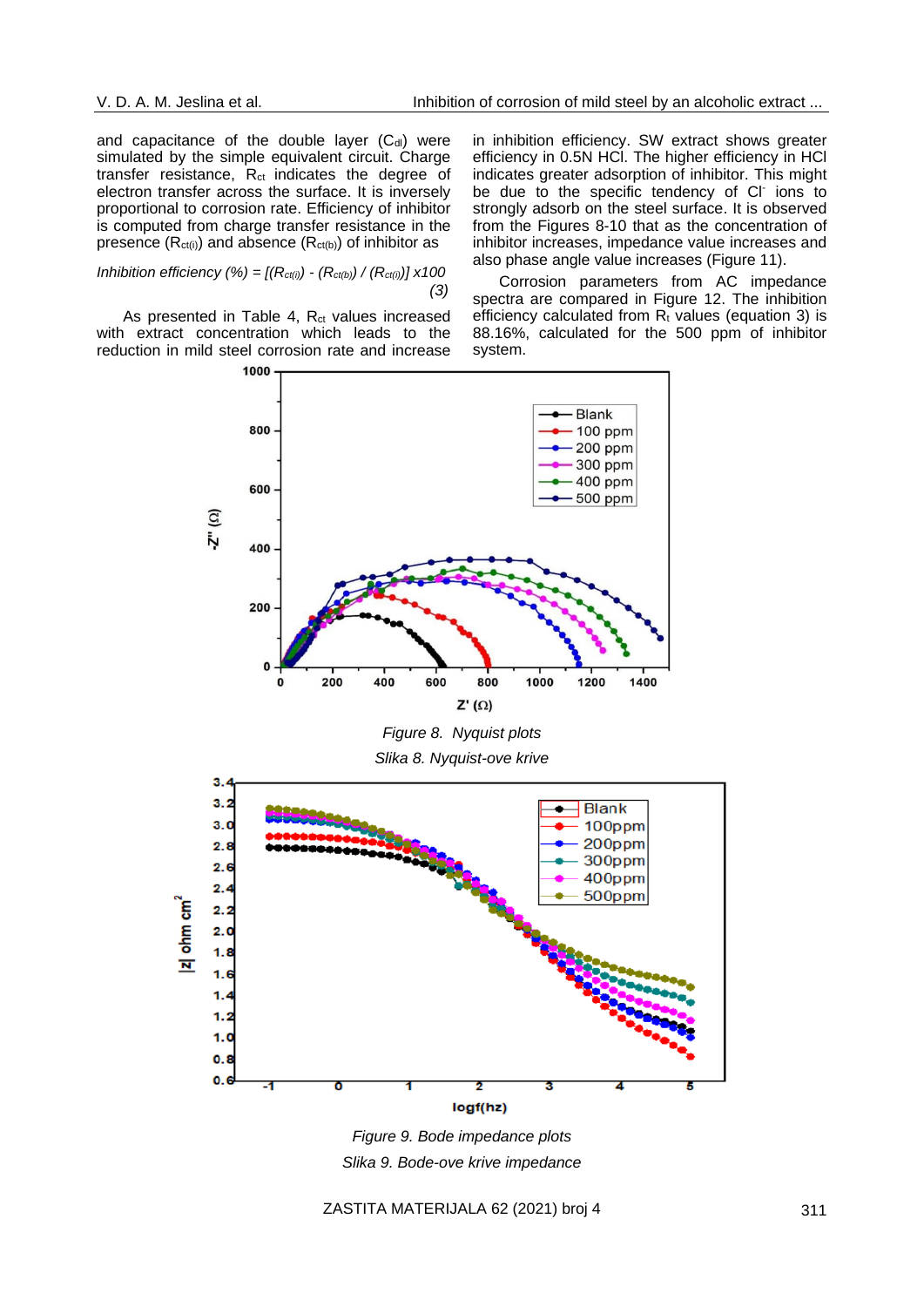and capacitance of the double layer ($C_{dl}$) were simulated by the simple equivalent circuit. Charge transfer resistance, $R_{ct}$ indicates the degree of electron transfer across the surface. It is inversely proportional to corrosion rate. Efficiency of inhibitor is computed from charge transfer resistance in the presence ($R_{ct(i)}$) and absence ($R_{ct(b)}$) of inhibitor as

$$\text{Inhibition efficiency (\%)} = [(R_{ct(i)}) - (R_{ct(b)}) / (R_{ct(i)})] \times 100 \quad (3)$$

As presented in Table 4, $R_{ct}$ values increased with extract concentration which leads to the reduction in mild steel corrosion rate and increase in inhibition efficiency. SW extract shows greater efficiency in 0.5N HCl. The higher efficiency in HCl indicates greater adsorption of inhibitor. This might be due to the specific tendency of $Cl^-$ ions to strongly adsorb on the steel surface. It is observed from the Figures 8-10 that as the concentration of inhibitor increases, impedance value increases and also phase angle value increases (Figure 11).

Corrosion parameters from AC impedance spectra are compared in Figure 12. The inhibition efficiency calculated from $R_t$ values (equation 3) is 88.16%, calculated for the 500 ppm of inhibitor system.

*Figure 8. Nyquist plots*

*Slika 8. Nyquist-ove krive*

*Figure 9. Bode impedance plots*

*Slika 9. Bode-ove krive impedance*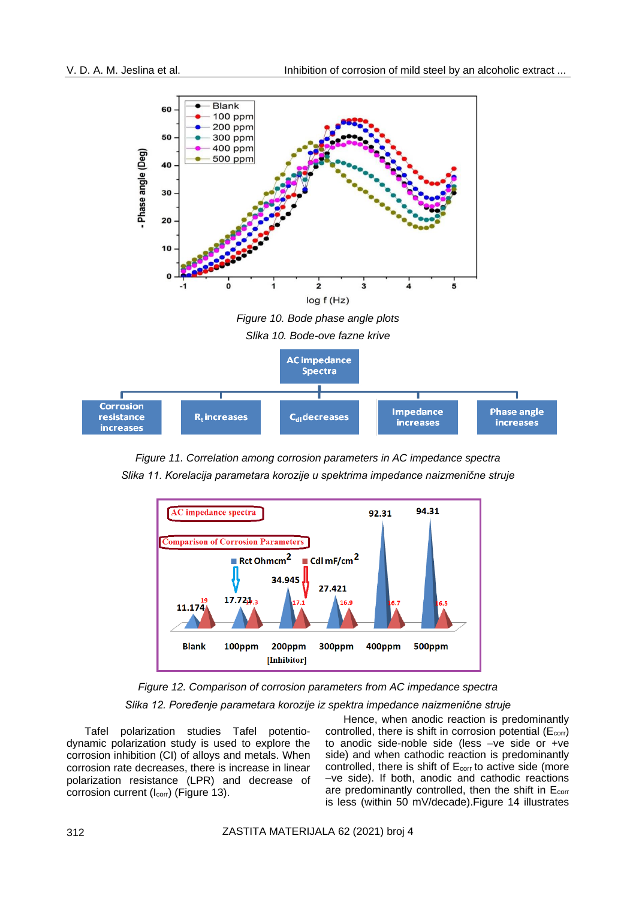Figure 10. Bode phase angle plots

Slika 10. Bode-ove fazne krive

Figure 11. Correlation among corrosion parameters in AC impedance spectra

Slika 11. Korelacija parametara korozije u spektrima impedance naizmenične struje

Figure 12. Comparison of corrosion parameters from AC impedance spectra

Slika 12. Poređenje parametara korozije iz spektra impedance naizmenične struje

Tafel polarization studies Tafel potentio-dynamic polarization study is used to explore the corrosion inhibition (CI) of alloys and metals. When corrosion rate decreases, there is increase in linear polarization resistance (LPR) and decrease of corrosion current ($I_{corr}$) (Figure 13).

Hence, when anodic reaction is predominantly controlled, there is shift in corrosion potential ($E_{corr}$) to anodic side-noble side (less –ve side or +ve side) and when cathodic reaction is predominantly controlled, there is shift of $E_{corr}$ to active side (more –ve side). If both, anodic and cathodic reactions are predominantly controlled, then the shift in $E_{corr}$ is less (within 50 mV/decade).Figure 14 illustrates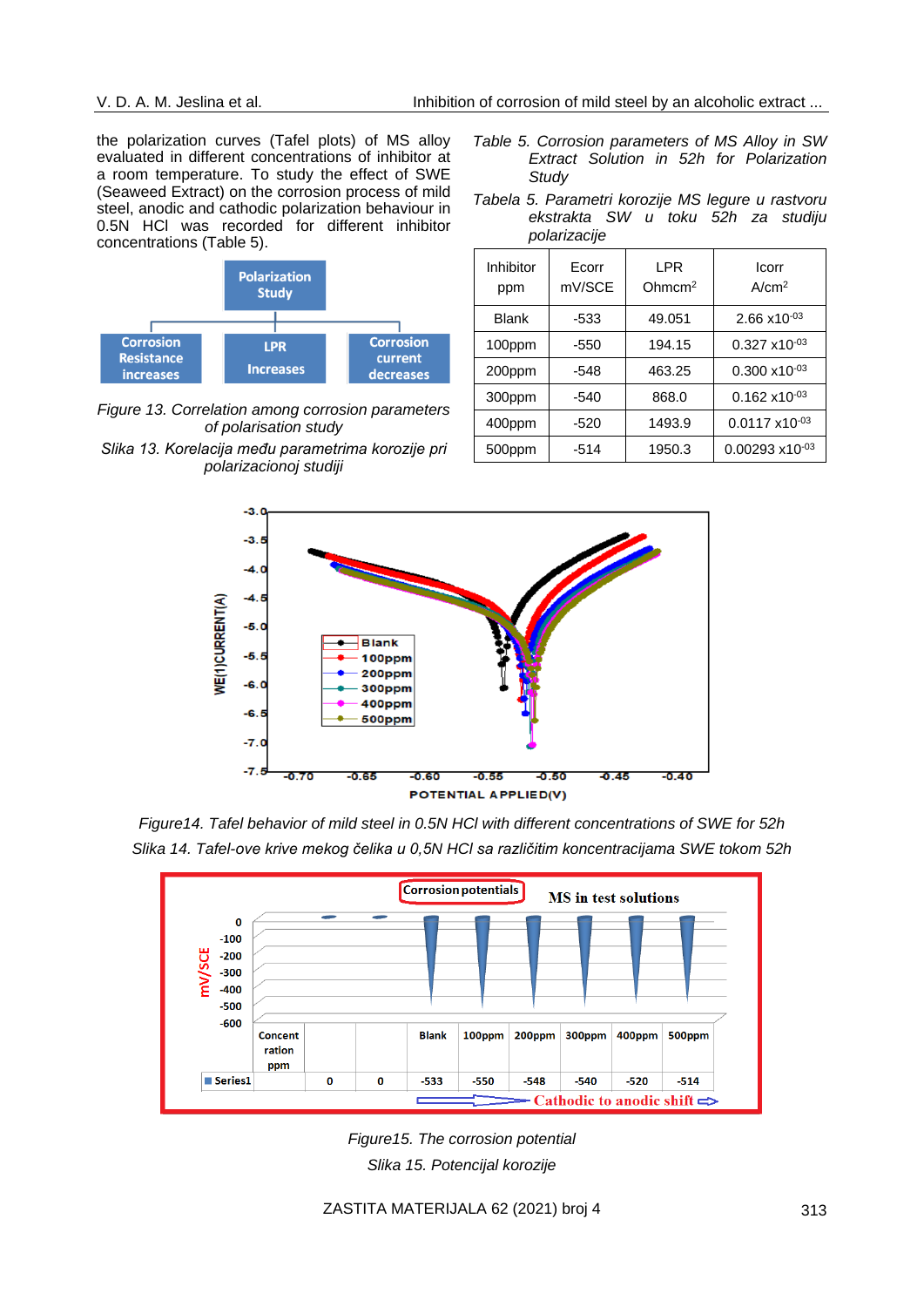the polarization curves (Tafel plots) of MS alloy evaluated in different concentrations of inhibitor at a room temperature. To study the effect of SWE (Seaweed Extract) on the corrosion process of mild steel, anodic and cathodic polarization behaviour in 0.5N HCl was recorded for different inhibitor concentrations (Table 5).

*Figure 13. Correlation among corrosion parameters of polarisation study*

*Slika 13. Korelacija među parametrima korozije pri polarizacionoj studiji*

*Table 5. Corrosion parameters of MS Alloy in SW Extract Solution in 52h for Polarization Study*

*Tabela 5. Parametri korozije MS legure u rastvoru ekstrakta SW u toku 52h za studiju polarizacije*

| Inhibitor ppm | Ecorr mV/SCE | LPR Ohmcm$^2$ | Icorr A/cm$^2$ |
|---|---|---|---|
| Blank | -533 | 49.051 | 2.66 x10$^{-03}$ |
| 100ppm | -550 | 194.15 | 0.327 x10$^{-03}$ |
| 200ppm | -548 | 463.25 | 0.300 x10$^{-03}$ |
| 300ppm | -540 | 868.0 | 0.162 x10$^{-03}$ |
| 400ppm | -520 | 1493.9 | 0.0117 x10$^{-03}$ |
| 500ppm | -514 | 1950.3 | 0.00293 x10$^{-03}$ |

*Figure14. Tafel behavior of mild steel in 0.5N HCl with different concentrations of SWE for 52h*

*Slika 14. Tafel-ove krive mekog čelika u 0,5N HCl sa različitim koncentracijama SWE tokom 52h*

*Figure15. The corrosion potential*

*Slika 15. Potencijal korozije*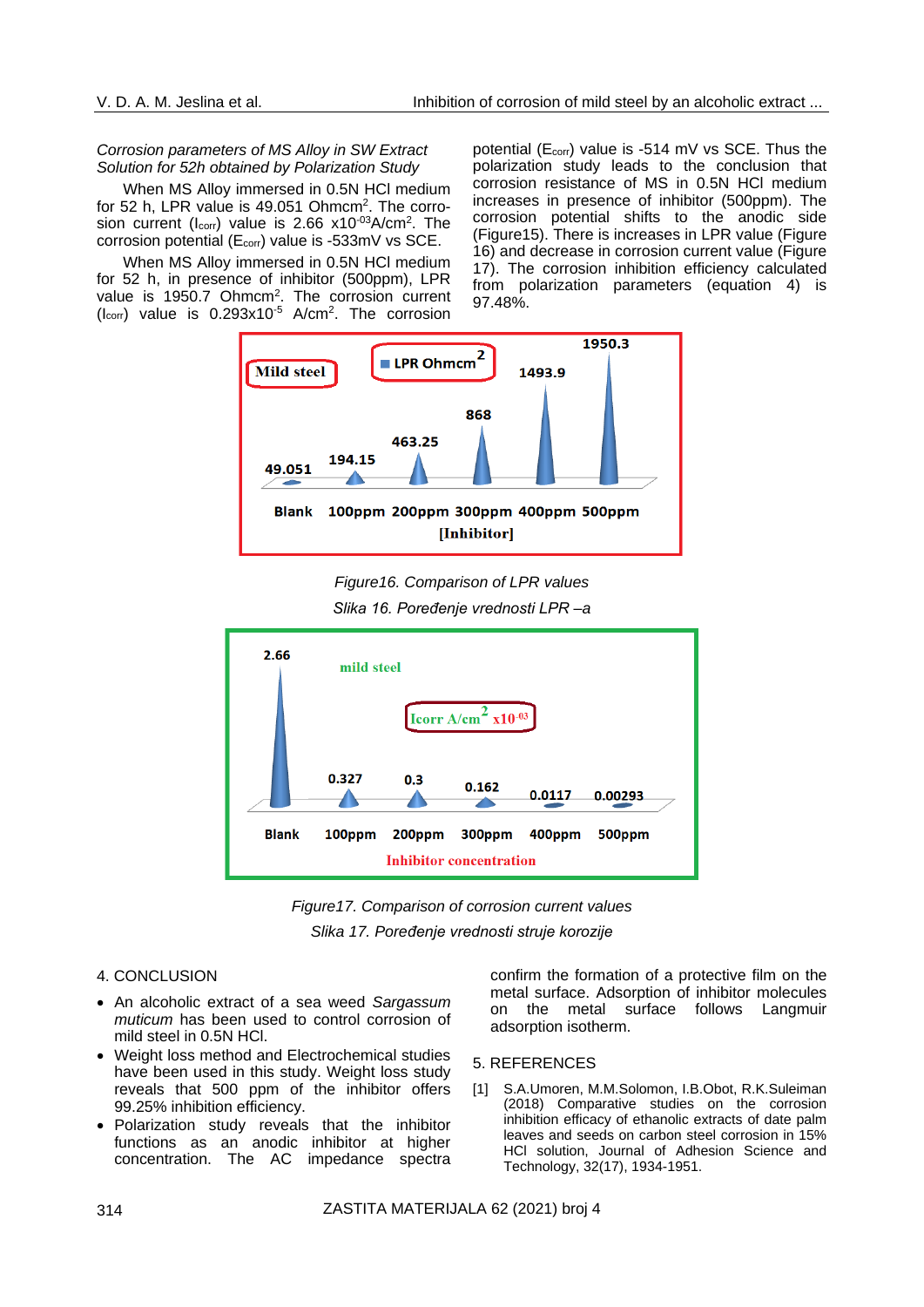*Corrosion parameters of MS Alloy in SW Extract Solution for 52h obtained by Polarization Study*

When MS Alloy immersed in 0.5N HCl medium for 52 h, LPR value is 49.051 Ohmcm$^2$. The corrosion current ($I_{corr}$) value is 2.66 x10$^{-03}$A/cm$^2$. The corrosion potential ($E_{corr}$) value is -533mV vs SCE.

When MS Alloy immersed in 0.5N HCl medium for 52 h, in presence of inhibitor (500ppm), LPR value is 1950.7 Ohmcm$^2$. The corrosion current ($I_{corr}$) value is 0.293x10$^{-5}$ A/cm$^2$. The corrosion potential ($E_{corr}$) value is -514 mV vs SCE. Thus the polarization study leads to the conclusion that corrosion resistance of MS in 0.5N HCl medium increases in presence of inhibitor (500ppm). The corrosion potential shifts to the anodic side (Figure15). There is increases in LPR value (Figure 16) and decrease in corrosion current value (Figure 17). The corrosion inhibition efficiency calculated from polarization parameters (equation 4) is 97.48%.

*Figure16. Comparison of LPR values*

*Slika 16. Poređenje vrednosti LPR –a*

*Figure17. Comparison of corrosion current values*

*Slika 17. Poređenje vrednosti struje korozije*

## 4. CONCLUSION

- An alcoholic extract of a sea weed *Sargassum muticum* has been used to control corrosion of mild steel in 0.5N HCl.
- Weight loss method and Electrochemical studies have been used in this study. Weight loss study reveals that 500 ppm of the inhibitor offers 99.25% inhibition efficiency.
- Polarization study reveals that the inhibitor functions as an anodic inhibitor at higher concentration. The AC impedance spectra confirm the formation of a protective film on the metal surface. Adsorption of inhibitor molecules on the metal surface follows Langmuir adsorption isotherm.

## 5. REFERENCES

[1] S.A.Umoren, M.M.Solomon, I.B.Obot, R.K.Suleiman (2018) Comparative studies on the corrosion inhibition efficacy of ethanolic extracts of date palm leaves and seeds on carbon steel corrosion in 15% HCl solution, Journal of Adhesion Science and Technology, 32(17), 1934-1951.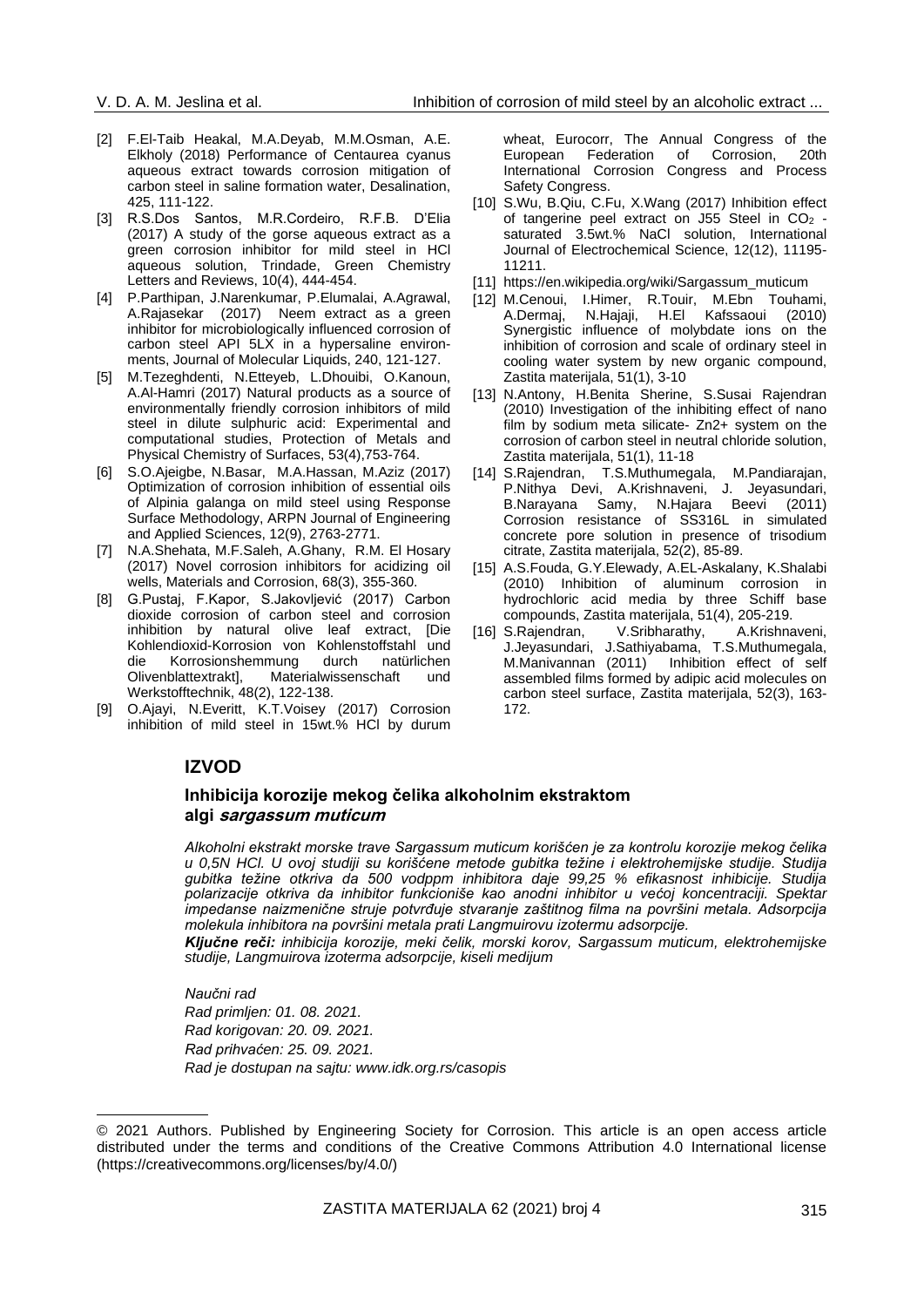[2] F.El-Taib Heakal, M.A.Deyab, M.M.Osman, A.E. Elkholy (2018) Performance of Centaurea cyanus aqueous extract towards corrosion mitigation of carbon steel in saline formation water, Desalination, 425, 111-122.

[3] R.S.Dos Santos, M.R.Cordeiro, R.F.B. D'Elia (2017) A study of the gorse aqueous extract as a green corrosion inhibitor for mild steel in HCl aqueous solution, Trindade, Green Chemistry Letters and Reviews, 10(4), 444-454.

[4] P.Parthipan, J.Narenkumar, P.Elumalai, A.Agrawal, A.Rajasekar (2017) Neem extract as a green inhibitor for microbiologically influenced corrosion of carbon steel API 5LX in a hypersaline environments, Journal of Molecular Liquids, 240, 121-127.

[5] M.Tezeghdenti, N.Etteyeb, L.Dhouibi, O.Kanoun, A.Al-Hamri (2017) Natural products as a source of environmentally friendly corrosion inhibitors of mild steel in dilute sulphuric acid: Experimental and computational studies, Protection of Metals and Physical Chemistry of Surfaces, 53(4),753-764.

[6] S.O.Ajeigbe, N.Basar, M.A.Hassan, M.Aziz (2017) Optimization of corrosion inhibition of essential oils of Alpinia galanga on mild steel using Response Surface Methodology, ARPN Journal of Engineering and Applied Sciences, 12(9), 2763-2771.

[7] N.A.Shehata, M.F.Saleh, A.Ghany, R.M. El Hosary (2017) Novel corrosion inhibitors for acidizing oil wells, Materials and Corrosion, 68(3), 355-360.

[8] G.Pustaj, F.Kapor, S.Jakovljević (2017) Carbon dioxide corrosion of carbon steel and corrosion inhibition by natural olive leaf extract, [Die Kohlendioxid-Korrosion von Kohlenstoffstahl und die Korrosionshemmung durch natürlichen Olivenblattextrakt], Materialwissenschaft und Werkstofftechnik, 48(2), 122-138.

[9] O.Ajayi, N.Everitt, K.T.Voisey (2017) Corrosion inhibition of mild steel in 15wt.% HCl by durum wheat, Eurocorr, The Annual Congress of the European Federation of Corrosion, 20th International Corrosion Congress and Process Safety Congress.

[10] S.Wu, B.Qiu, C.Fu, X.Wang (2017) Inhibition effect of tangerine peel extract on J55 Steel in $CO_2$ - saturated 3.5wt.% NaCl solution, International Journal of Electrochemical Science, 12(12), 11195-11211.

[11] https://en.wikipedia.org/wiki/Sargassum_muticum

[12] M.Cenoui, I.Himer, R.Touir, M.Ebn Touhami, A.Dermaj, N.Hajaji, H.El Kafssaoui (2010) Synergistic influence of molybdate ions on the inhibition of corrosion and scale of ordinary steel in cooling water system by new organic compound, Zastita materijala, 51(1), 3-10

[13] N.Antony, H.Benita Sherine, S.Susai Rajendran (2010) Investigation of the inhibiting effect of nano film by sodium meta silicate- Zn2+ system on the corrosion of carbon steel in neutral chloride solution, Zastita materijala, 51(1), 11-18

[14] S.Rajendran, T.S.Muthumegala, M.Pandiarajan, P.Nithya Devi, A.Krishnaveni, J. Jeyasundari, B.Narayana Samy, N.Hajara Beevi (2011) Corrosion resistance of SS316L in simulated concrete pore solution in presence of trisodium citrate, Zastita materijala, 52(2), 85-89.

[15] A.S.Fouda, G.Y.Elewady, A.EL-Askalany, K.Shalabi (2010) Inhibition of aluminum corrosion in hydrochloric acid media by three Schiff base compounds, Zastita materijala, 51(4), 205-219.

[16] S.Rajendran, V.Sribharathy, A.Krishnaveni, J.Jeyasundari, J.Sathiyabama, T.S.Muthumegala, M.Manivannan (2011) Inhibition effect of self assembled films formed by adipic acid molecules on carbon steel surface, Zastita materijala, 52(3), 163-172.

## IZVOD

### Inhibicija korozije mekog čelika alkoholnim ekstraktom algi *sargassum muticum*

*Alkoholni ekstrakt morske trave Sargassum muticum korišćen je za kontrolu korozije mekog čelika u 0,5N HCl. U ovoj studiji su korišćene metode gubitka težine i elektrohemijske studije. Studija gubitka težine otkriva da 500 vodppm inhibitora daje 99,25 % efikasnost inhibicije. Studija polarizacije otkriva da inhibitor funkcioniše kao anodni inhibitor u većoj koncentraciji. Spektar impedanse naizmenične struje potvrđuje stvaranje zaštitnog filma na površini metala. Adsorpcija molekula inhibitora na površini metala prati Langmuirovu izotermu adsorpcije.*

***Ključne reči:*** *inhibicija korozije, meki čelik, morski korov, Sargassum muticum, elektrohemijske studije, Langmuirova izoterma adsorpcije, kiseli medijum*

*Naučni rad*
*Rad primljen: 01. 08. 2021.*
*Rad korigovan: 20. 09. 2021.*
*Rad prihvaćen: 25. 09. 2021.*
*Rad je dostupan na sajtu: www.idk.org.rs/casopis*

© 2021 Authors. Published by Engineering Society for Corrosion. This article is an open access article distributed under the terms and conditions of the Creative Commons Attribution 4.0 International license (https://creativecommons.org/licenses/by/4.0/)